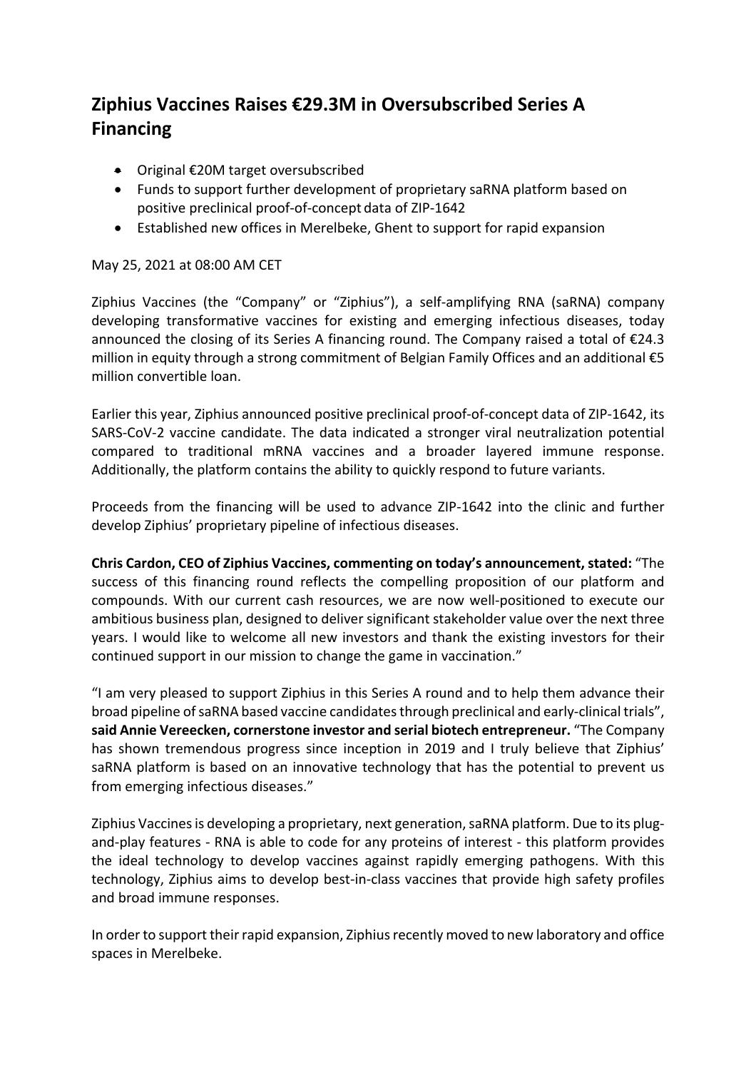# Ziphius Vaccines Raises €29.3M in Oversubscribed Series A Financing

- Original €20M target oversubscribed
- Funds to support further development of proprietary saRNA platform based on positive preclinical proof-of-concept data of ZIP-1642
- Established new offices in Merelbeke, Ghent to support for rapid expansion

May 25, 2021 at 08:00 AM CET

Ziphius Vaccines (the "Company" or "Ziphius"), a self-amplifying RNA (saRNA) company developing transformative vaccines for existing and emerging infectious diseases, today announced the closing of its Series A financing round. The Company raised a total of €24.3 million in equity through a strong commitment of Belgian Family Offices and an additional €5 million convertible loan.

Earlier this year, Ziphius announced positive preclinical proof-of-concept data of ZIP-1642, its SARS-CoV-2 vaccine candidate. The data indicated a stronger viral neutralization potential compared to traditional mRNA vaccines and a broader layered immune response. Additionally, the platform contains the ability to quickly respond to future variants.

Proceeds from the financing will be used to advance ZIP-1642 into the clinic and further develop Ziphius' proprietary pipeline of infectious diseases.

**Chris Cardon, CEO of Ziphius Vaccines, commenting on today's announcement, stated:** "The success of this financing round reflects the compelling proposition of our platform and compounds. With our current cash resources, we are now well-positioned to execute our ambitious business plan, designed to deliver significant stakeholder value over the next three years. I would like to welcome all new investors and thank the existing investors for their continued support in our mission to change the game in vaccination."

"I am very pleased to support Ziphius in this Series A round and to help them advance their broad pipeline of saRNA based vaccine candidates through preclinical and early-clinical trials", **said Annie Vereecken, cornerstone investor and serial biotech entrepreneur.** "The Company has shown tremendous progress since inception in 2019 and I truly believe that Ziphius' saRNA platform is based on an innovative technology that has the potential to prevent us from emerging infectious diseases."

Ziphius Vaccines is developing a proprietary, next generation, saRNA platform. Due to its plug-and-play features - RNA is able to code for any proteins of interest - this platform provides the ideal technology to develop vaccines against rapidly emerging pathogens. With this technology, Ziphius aims to develop best-in-class vaccines that provide high safety profiles and broad immune responses.

In order to support their rapid expansion, Ziphius recently moved to new laboratory and office spaces in Merelbeke.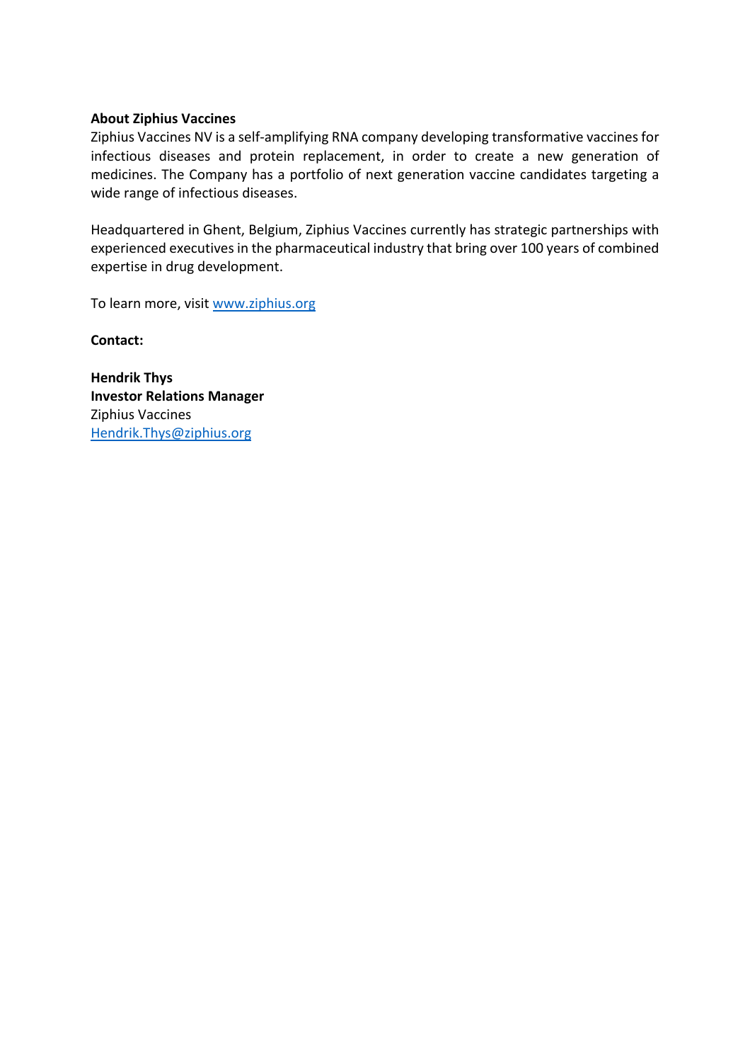**About Ziphius Vaccines**

Ziphius Vaccines NV is a self-amplifying RNA company developing transformative vaccines for infectious diseases and protein replacement, in order to create a new generation of medicines. The Company has a portfolio of next generation vaccine candidates targeting a wide range of infectious diseases.

Headquartered in Ghent, Belgium, Ziphius Vaccines currently has strategic partnerships with experienced executives in the pharmaceutical industry that bring over 100 years of combined expertise in drug development.

To learn more, visit [www.ziphius.org](www.ziphius.org)

**Contact:**

**Hendrik Thys**
**Investor Relations Manager**
Ziphius Vaccines
[Hendrik.Thys@ziphius.org](mailto:Hendrik.Thys@ziphius.org)